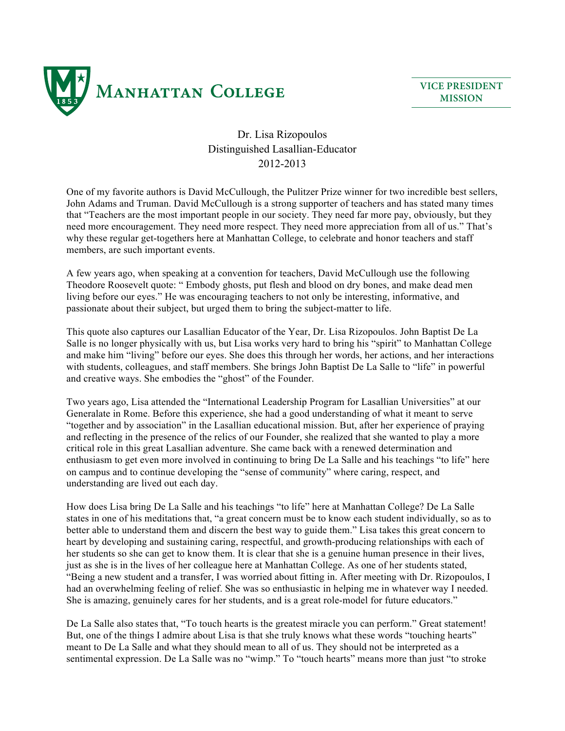Manhattan College

VICE PRESIDENT MISSION

Dr. Lisa Rizopoulos
Distinguished Lasallian-Educator
2012-2013

One of my favorite authors is David McCullough, the Pulitzer Prize winner for two incredible best sellers, John Adams and Truman. David McCullough is a strong supporter of teachers and has stated many times that "Teachers are the most important people in our society. They need far more pay, obviously, but they need more encouragement. They need more respect. They need more appreciation from all of us." That's why these regular get-togethers here at Manhattan College, to celebrate and honor teachers and staff members, are such important events.

A few years ago, when speaking at a convention for teachers, David McCullough use the following Theodore Roosevelt quote: " Embody ghosts, put flesh and blood on dry bones, and make dead men living before our eyes." He was encouraging teachers to not only be interesting, informative, and passionate about their subject, but urged them to bring the subject-matter to life.

This quote also captures our Lasallian Educator of the Year, Dr. Lisa Rizopoulos. John Baptist De La Salle is no longer physically with us, but Lisa works very hard to bring his "spirit" to Manhattan College and make him "living" before our eyes. She does this through her words, her actions, and her interactions with students, colleagues, and staff members. She brings John Baptist De La Salle to "life" in powerful and creative ways. She embodies the "ghost" of the Founder.

Two years ago, Lisa attended the "International Leadership Program for Lasallian Universities" at our Generalate in Rome. Before this experience, she had a good understanding of what it meant to serve "together and by association" in the Lasallian educational mission. But, after her experience of praying and reflecting in the presence of the relics of our Founder, she realized that she wanted to play a more critical role in this great Lasallian adventure. She came back with a renewed determination and enthusiasm to get even more involved in continuing to bring De La Salle and his teachings "to life" here on campus and to continue developing the "sense of community" where caring, respect, and understanding are lived out each day.

How does Lisa bring De La Salle and his teachings "to life" here at Manhattan College? De La Salle states in one of his meditations that, "a great concern must be to know each student individually, so as to better able to understand them and discern the best way to guide them." Lisa takes this great concern to heart by developing and sustaining caring, respectful, and growth-producing relationships with each of her students so she can get to know them. It is clear that she is a genuine human presence in their lives, just as she is in the lives of her colleague here at Manhattan College. As one of her students stated, "Being a new student and a transfer, I was worried about fitting in. After meeting with Dr. Rizopoulos, I had an overwhelming feeling of relief. She was so enthusiastic in helping me in whatever way I needed. She is amazing, genuinely cares for her students, and is a great role-model for future educators."

De La Salle also states that, "To touch hearts is the greatest miracle you can perform." Great statement! But, one of the things I admire about Lisa is that she truly knows what these words "touching hearts" meant to De La Salle and what they should mean to all of us. They should not be interpreted as a sentimental expression. De La Salle was no "wimp." To "touch hearts" means more than just "to stroke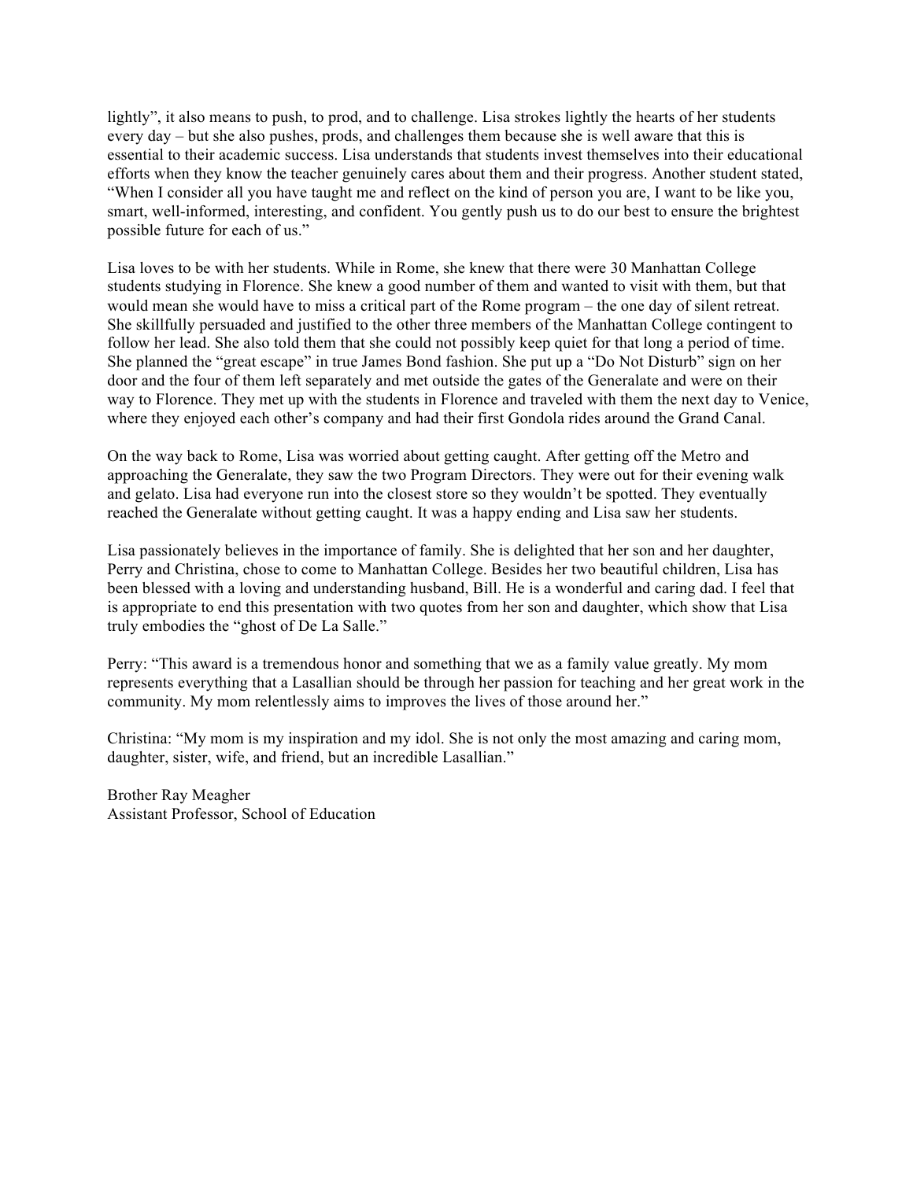lightly", it also means to push, to prod, and to challenge. Lisa strokes lightly the hearts of her students every day – but she also pushes, prods, and challenges them because she is well aware that this is essential to their academic success. Lisa understands that students invest themselves into their educational efforts when they know the teacher genuinely cares about them and their progress. Another student stated, "When I consider all you have taught me and reflect on the kind of person you are, I want to be like you, smart, well-informed, interesting, and confident. You gently push us to do our best to ensure the brightest possible future for each of us."

Lisa loves to be with her students. While in Rome, she knew that there were 30 Manhattan College students studying in Florence. She knew a good number of them and wanted to visit with them, but that would mean she would have to miss a critical part of the Rome program – the one day of silent retreat. She skillfully persuaded and justified to the other three members of the Manhattan College contingent to follow her lead. She also told them that she could not possibly keep quiet for that long a period of time. She planned the "great escape" in true James Bond fashion. She put up a "Do Not Disturb" sign on her door and the four of them left separately and met outside the gates of the Generalate and were on their way to Florence. They met up with the students in Florence and traveled with them the next day to Venice, where they enjoyed each other's company and had their first Gondola rides around the Grand Canal.

On the way back to Rome, Lisa was worried about getting caught. After getting off the Metro and approaching the Generalate, they saw the two Program Directors. They were out for their evening walk and gelato. Lisa had everyone run into the closest store so they wouldn't be spotted. They eventually reached the Generalate without getting caught. It was a happy ending and Lisa saw her students.

Lisa passionately believes in the importance of family. She is delighted that her son and her daughter, Perry and Christina, chose to come to Manhattan College. Besides her two beautiful children, Lisa has been blessed with a loving and understanding husband, Bill. He is a wonderful and caring dad. I feel that is appropriate to end this presentation with two quotes from her son and daughter, which show that Lisa truly embodies the "ghost of De La Salle."

Perry: "This award is a tremendous honor and something that we as a family value greatly. My mom represents everything that a Lasallian should be through her passion for teaching and her great work in the community. My mom relentlessly aims to improves the lives of those around her."

Christina: "My mom is my inspiration and my idol. She is not only the most amazing and caring mom, daughter, sister, wife, and friend, but an incredible Lasallian."

Brother Ray Meagher
Assistant Professor, School of Education